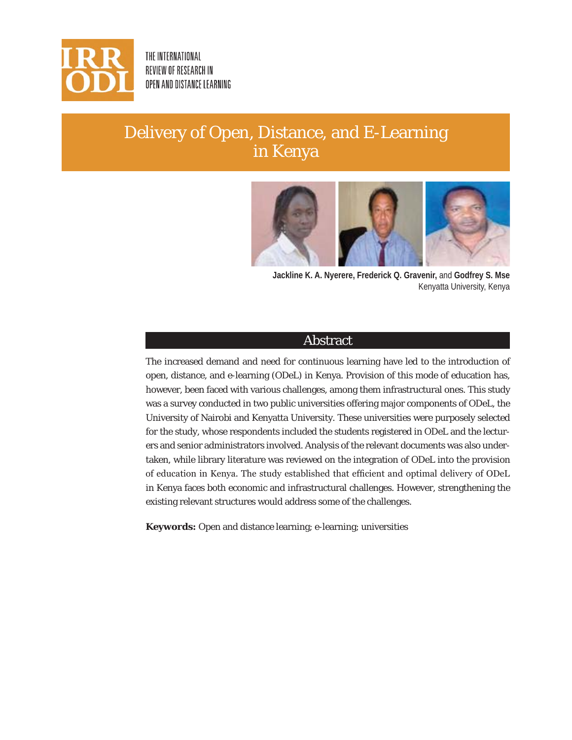THE INTERNATIONAL REVIEW OF RESEARCH IN OPEN AND DISTANCE LEARNING

# Delivery of Open, Distance, and E-Learning in Kenya

**Jackline K. A. Nyerere, Frederick Q. Gravenir,** and **Godfrey S. Mse**
Kenyatta University, Kenya

## Abstract

The increased demand and need for continuous learning have led to the introduction of open, distance, and e-learning (ODeL) in Kenya. Provision of this mode of education has, however, been faced with various challenges, among them infrastructural ones. This study was a survey conducted in two public universities offering major components of ODeL, the University of Nairobi and Kenyatta University. These universities were purposely selected for the study, whose respondents included the students registered in ODeL and the lecturers and senior administrators involved. Analysis of the relevant documents was also undertaken, while library literature was reviewed on the integration of ODeL into the provision of education in Kenya. The study established that efficient and optimal delivery of ODeL in Kenya faces both economic and infrastructural challenges. However, strengthening the existing relevant structures would address some of the challenges.

**Keywords:** Open and distance learning; e-learning; universities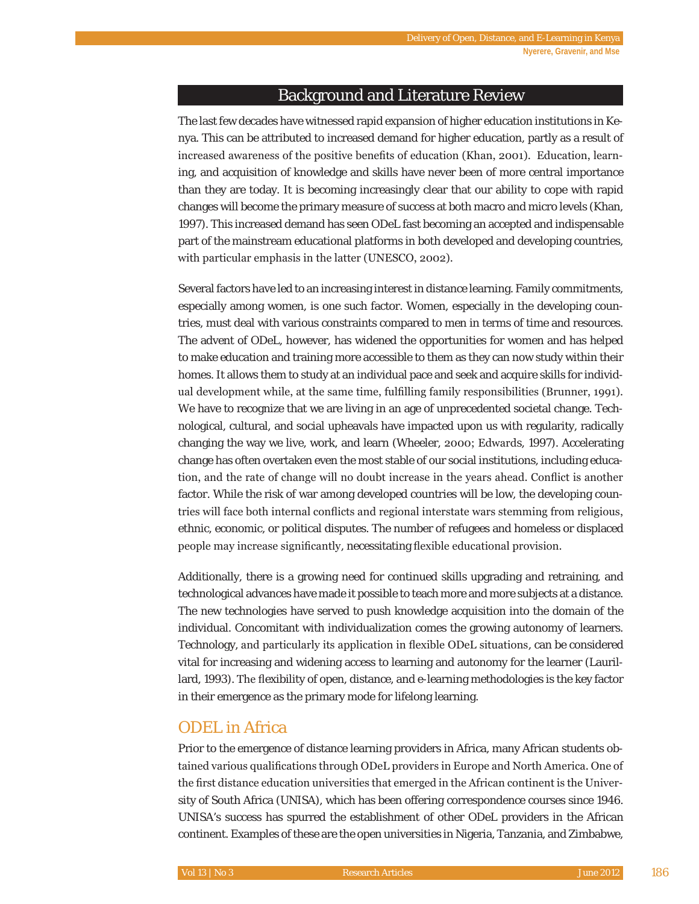## Background and Literature Review

The last few decades have witnessed rapid expansion of higher education institutions in Kenya. This can be attributed to increased demand for higher education, partly as a result of increased awareness of the positive benefits of education (Khan, 2001). Education, learning, and acquisition of knowledge and skills have never been of more central importance than they are today. It is becoming increasingly clear that our ability to cope with rapid changes will become the primary measure of success at both macro and micro levels (Khan, 1997). This increased demand has seen ODeL fast becoming an accepted and indispensable part of the mainstream educational platforms in both developed and developing countries, with particular emphasis in the latter (UNESCO, 2002).

Several factors have led to an increasing interest in distance learning. Family commitments, especially among women, is one such factor. Women, especially in the developing countries, must deal with various constraints compared to men in terms of time and resources. The advent of ODeL, however, has widened the opportunities for women and has helped to make education and training more accessible to them as they can now study within their homes. It allows them to study at an individual pace and seek and acquire skills for individual development while, at the same time, fulfilling family responsibilities (Brunner, 1991). We have to recognize that we are living in an age of unprecedented societal change. Technological, cultural, and social upheavals have impacted upon us with regularity, radically changing the way we live, work, and learn (Wheeler, 2000; Edwards, 1997). Accelerating change has often overtaken even the most stable of our social institutions, including education, and the rate of change will no doubt increase in the years ahead. Conflict is another factor. While the risk of war among developed countries will be low, the developing countries will face both internal conflicts and regional interstate wars stemming from religious, ethnic, economic, or political disputes. The number of refugees and homeless or displaced people may increase significantly, necessitating flexible educational provision.

Additionally, there is a growing need for continued skills upgrading and retraining, and technological advances have made it possible to teach more and more subjects at a distance. The new technologies have served to push knowledge acquisition into the domain of the individual. Concomitant with individualization comes the growing autonomy of learners. Technology, and particularly its application in flexible ODeL situations, can be considered vital for increasing and widening access to learning and autonomy for the learner (Laurillard, 1993). The flexibility of open, distance, and e-learning methodologies is the key factor in their emergence as the primary mode for lifelong learning.

### ODEL in Africa

Prior to the emergence of distance learning providers in Africa, many African students obtained various qualifications through ODeL providers in Europe and North America. One of the first distance education universities that emerged in the African continent is the University of South Africa (UNISA), which has been offering correspondence courses since 1946. UNISA's success has spurred the establishment of other ODeL providers in the African continent. Examples of these are the open universities in Nigeria, Tanzania, and Zimbabwe,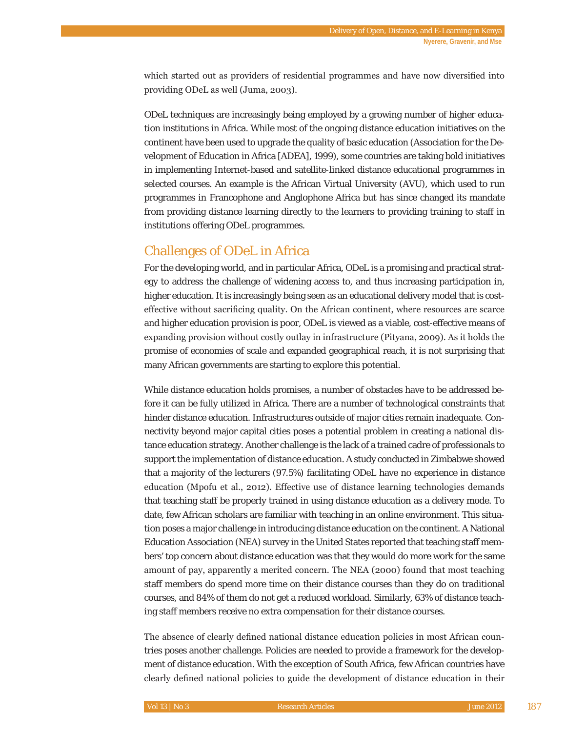which started out as providers of residential programmes and have now diversified into providing ODeL as well (Juma, 2003).

ODeL techniques are increasingly being employed by a growing number of higher education institutions in Africa. While most of the ongoing distance education initiatives on the continent have been used to upgrade the quality of basic education (Association for the Development of Education in Africa [ADEA], 1999), some countries are taking bold initiatives in implementing Internet-based and satellite-linked distance educational programmes in selected courses. An example is the African Virtual University (AVU), which used to run programmes in Francophone and Anglophone Africa but has since changed its mandate from providing distance learning directly to the learners to providing training to staff in institutions offering ODeL programmes.

## Challenges of ODeL in Africa

For the developing world, and in particular Africa, ODeL is a promising and practical strategy to address the challenge of widening access to, and thus increasing participation in, higher education. It is increasingly being seen as an educational delivery model that is cost-effective without sacrificing quality. On the African continent, where resources are scarce and higher education provision is poor, ODeL is viewed as a viable, cost-effective means of expanding provision without costly outlay in infrastructure (Pityana, 2009). As it holds the promise of economies of scale and expanded geographical reach, it is not surprising that many African governments are starting to explore this potential.

While distance education holds promises, a number of obstacles have to be addressed before it can be fully utilized in Africa. There are a number of technological constraints that hinder distance education. Infrastructures outside of major cities remain inadequate. Connectivity beyond major capital cities poses a potential problem in creating a national distance education strategy. Another challenge is the lack of a trained cadre of professionals to support the implementation of distance education. A study conducted in Zimbabwe showed that a majority of the lecturers (97.5%) facilitating ODeL have no experience in distance education (Mpofu et al., 2012). Effective use of distance learning technologies demands that teaching staff be properly trained in using distance education as a delivery mode. To date, few African scholars are familiar with teaching in an online environment. This situation poses a major challenge in introducing distance education on the continent. A National Education Association (NEA) survey in the United States reported that teaching staff members' top concern about distance education was that they would do more work for the same amount of pay, apparently a merited concern. The NEA (2000) found that most teaching staff members do spend more time on their distance courses than they do on traditional courses, and 84% of them do not get a reduced workload. Similarly, 63% of distance teaching staff members receive no extra compensation for their distance courses.

The absence of clearly defined national distance education policies in most African countries poses another challenge. Policies are needed to provide a framework for the development of distance education. With the exception of South Africa, few African countries have clearly defined national policies to guide the development of distance education in their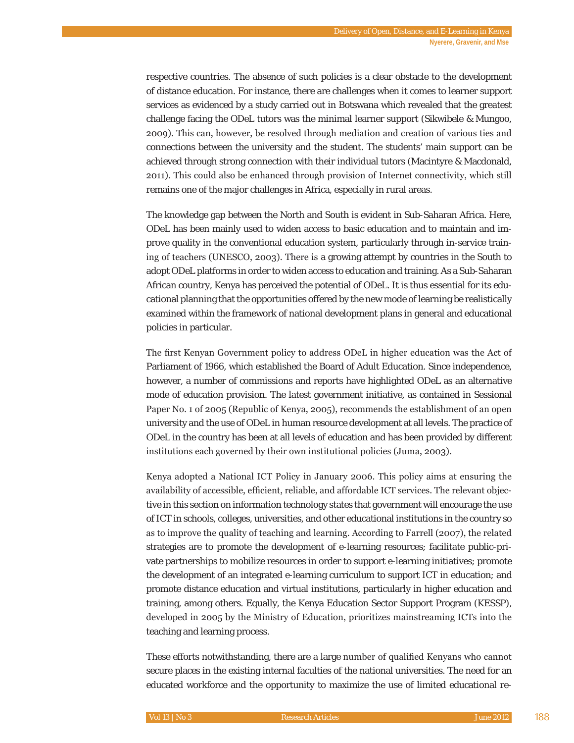respective countries. The absence of such policies is a clear obstacle to the development of distance education. For instance, there are challenges when it comes to learner support services as evidenced by a study carried out in Botswana which revealed that the greatest challenge facing the ODeL tutors was the minimal learner support (Sikwibele & Mungoo, 2009). This can, however, be resolved through mediation and creation of various ties and connections between the university and the student. The students' main support can be achieved through strong connection with their individual tutors (Macintyre & Macdonald, 2011). This could also be enhanced through provision of Internet connectivity, which still remains one of the major challenges in Africa, especially in rural areas.

The knowledge gap between the North and South is evident in Sub-Saharan Africa. Here, ODeL has been mainly used to widen access to basic education and to maintain and improve quality in the conventional education system, particularly through in-service training of teachers (UNESCO, 2003). There is a growing attempt by countries in the South to adopt ODeL platforms in order to widen access to education and training. As a Sub-Saharan African country, Kenya has perceived the potential of ODeL. It is thus essential for its educational planning that the opportunities offered by the new mode of learning be realistically examined within the framework of national development plans in general and educational policies in particular.

The first Kenyan Government policy to address ODeL in higher education was the Act of Parliament of 1966, which established the Board of Adult Education. Since independence, however, a number of commissions and reports have highlighted ODeL as an alternative mode of education provision. The latest government initiative, as contained in Sessional Paper No. 1 of 2005 (Republic of Kenya, 2005), recommends the establishment of an open university and the use of ODeL in human resource development at all levels. The practice of ODeL in the country has been at all levels of education and has been provided by different institutions each governed by their own institutional policies (Juma, 2003).

Kenya adopted a National ICT Policy in January 2006. This policy aims at ensuring the availability of accessible, efficient, reliable, and affordable ICT services. The relevant objective in this section on information technology states that government will encourage the use of ICT in schools, colleges, universities, and other educational institutions in the country so as to improve the quality of teaching and learning. According to Farrell (2007), the related strategies are to promote the development of e-learning resources; facilitate public-private partnerships to mobilize resources in order to support e-learning initiatives; promote the development of an integrated e-learning curriculum to support ICT in education; and promote distance education and virtual institutions, particularly in higher education and training, among others. Equally, the Kenya Education Sector Support Program (KESSP), developed in 2005 by the Ministry of Education, prioritizes mainstreaming ICTs into the teaching and learning process.

These efforts notwithstanding, there are a large number of qualified Kenyans who cannot secure places in the existing internal faculties of the national universities. The need for an educated workforce and the opportunity to maximize the use of limited educational re-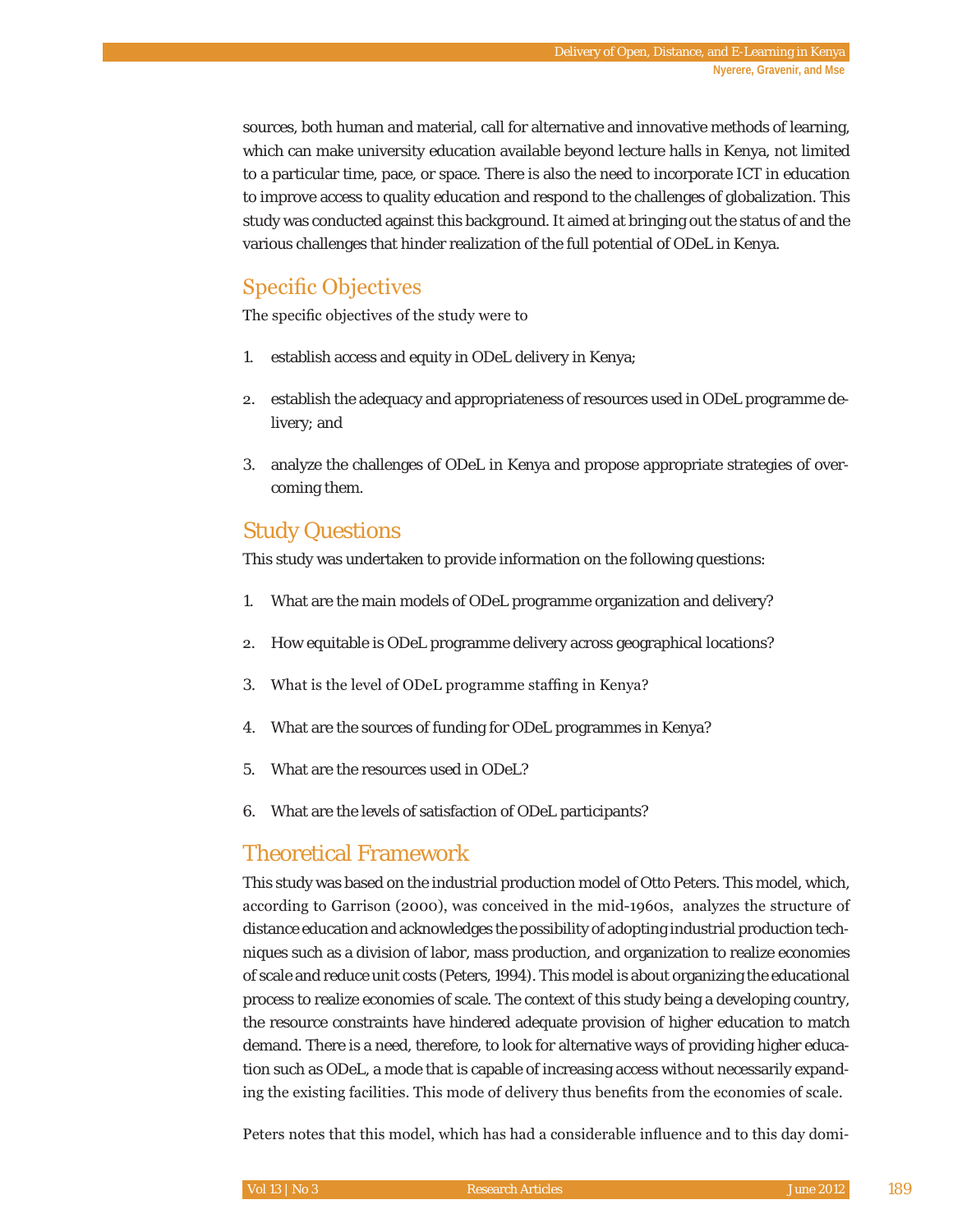sources, both human and material, call for alternative and innovative methods of learning, which can make university education available beyond lecture halls in Kenya, not limited to a particular time, pace, or space. There is also the need to incorporate ICT in education to improve access to quality education and respond to the challenges of globalization. This study was conducted against this background. It aimed at bringing out the status of and the various challenges that hinder realization of the full potential of ODeL in Kenya.

## Specific Objectives

The specific objectives of the study were to

1. establish access and equity in ODeL delivery in Kenya;
2. establish the adequacy and appropriateness of resources used in ODeL programme delivery; and
3. analyze the challenges of ODeL in Kenya and propose appropriate strategies of overcoming them.

## Study Questions

This study was undertaken to provide information on the following questions:

1. What are the main models of ODeL programme organization and delivery?
2. How equitable is ODeL programme delivery across geographical locations?
3. What is the level of ODeL programme staffing in Kenya?
4. What are the sources of funding for ODeL programmes in Kenya?
5. What are the resources used in ODeL?
6. What are the levels of satisfaction of ODeL participants?

## Theoretical Framework

This study was based on the industrial production model of Otto Peters. This model, which, according to Garrison (2000), was conceived in the mid-1960s, analyzes the structure of distance education and acknowledges the possibility of adopting industrial production techniques such as a division of labor, mass production, and organization to realize economies of scale and reduce unit costs (Peters, 1994). This model is about organizing the educational process to realize economies of scale. The context of this study being a developing country, the resource constraints have hindered adequate provision of higher education to match demand. There is a need, therefore, to look for alternative ways of providing higher education such as ODeL, a mode that is capable of increasing access without necessarily expanding the existing facilities. This mode of delivery thus benefits from the economies of scale.

Peters notes that this model, which has had a considerable influence and to this day domi-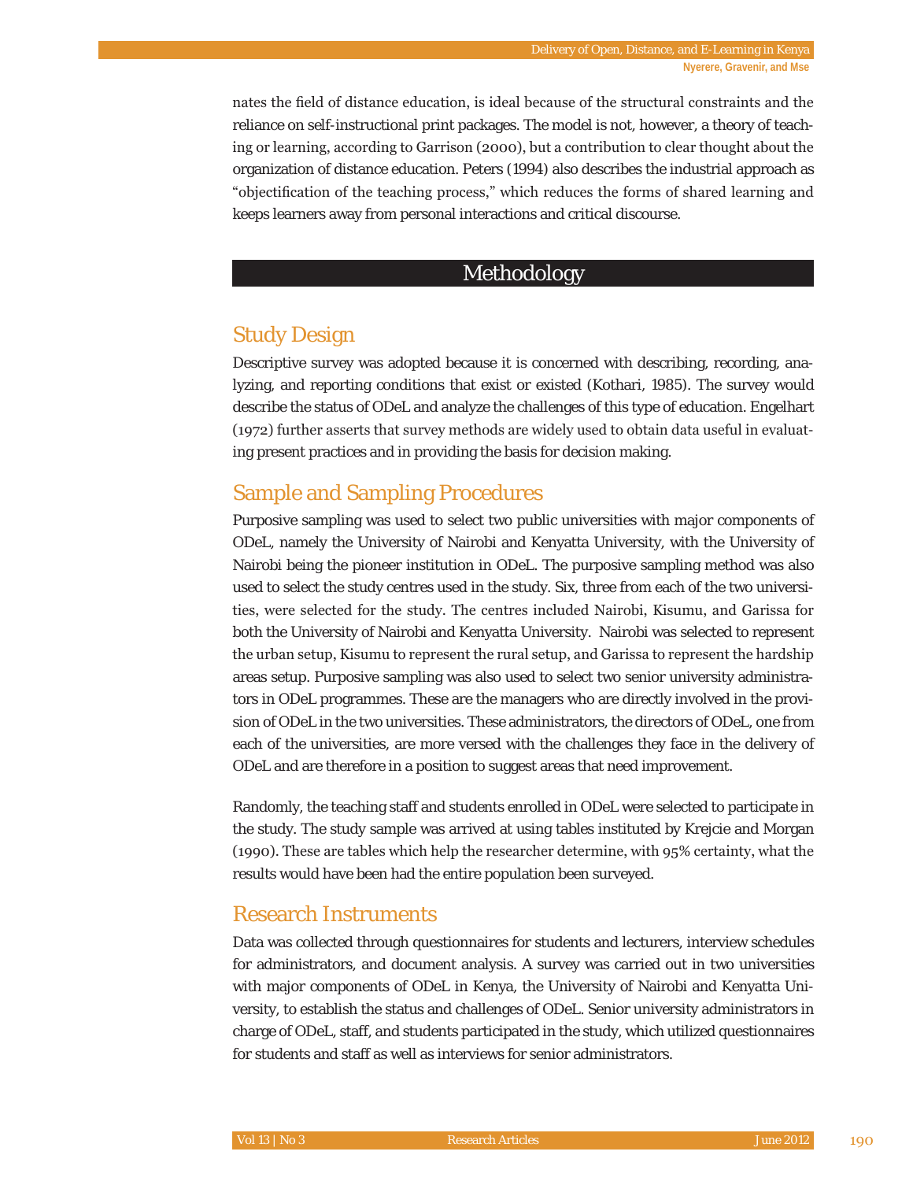nates the field of distance education, is ideal because of the structural constraints and the reliance on self-instructional print packages. The model is not, however, a theory of teaching or learning, according to Garrison (2000), but a contribution to clear thought about the organization of distance education. Peters (1994) also describes the industrial approach as "objectification of the teaching process," which reduces the forms of shared learning and keeps learners away from personal interactions and critical discourse.

# Methodology

## Study Design

Descriptive survey was adopted because it is concerned with describing, recording, analyzing, and reporting conditions that exist or existed (Kothari, 1985). The survey would describe the status of ODeL and analyze the challenges of this type of education. Engelhart (1972) further asserts that survey methods are widely used to obtain data useful in evaluating present practices and in providing the basis for decision making.

## Sample and Sampling Procedures

Purposive sampling was used to select two public universities with major components of ODeL, namely the University of Nairobi and Kenyatta University, with the University of Nairobi being the pioneer institution in ODeL. The purposive sampling method was also used to select the study centres used in the study. Six, three from each of the two universities, were selected for the study. The centres included Nairobi, Kisumu, and Garissa for both the University of Nairobi and Kenyatta University. Nairobi was selected to represent the urban setup, Kisumu to represent the rural setup, and Garissa to represent the hardship areas setup. Purposive sampling was also used to select two senior university administrators in ODeL programmes. These are the managers who are directly involved in the provision of ODeL in the two universities. These administrators, the directors of ODeL, one from each of the universities, are more versed with the challenges they face in the delivery of ODeL and are therefore in a position to suggest areas that need improvement.

Randomly, the teaching staff and students enrolled in ODeL were selected to participate in the study. The study sample was arrived at using tables instituted by Krejcie and Morgan (1990). These are tables which help the researcher determine, with 95% certainty, what the results would have been had the entire population been surveyed.

## Research Instruments

Data was collected through questionnaires for students and lecturers, interview schedules for administrators, and document analysis. A survey was carried out in two universities with major components of ODeL in Kenya, the University of Nairobi and Kenyatta University, to establish the status and challenges of ODeL. Senior university administrators in charge of ODeL, staff, and students participated in the study, which utilized questionnaires for students and staff as well as interviews for senior administrators.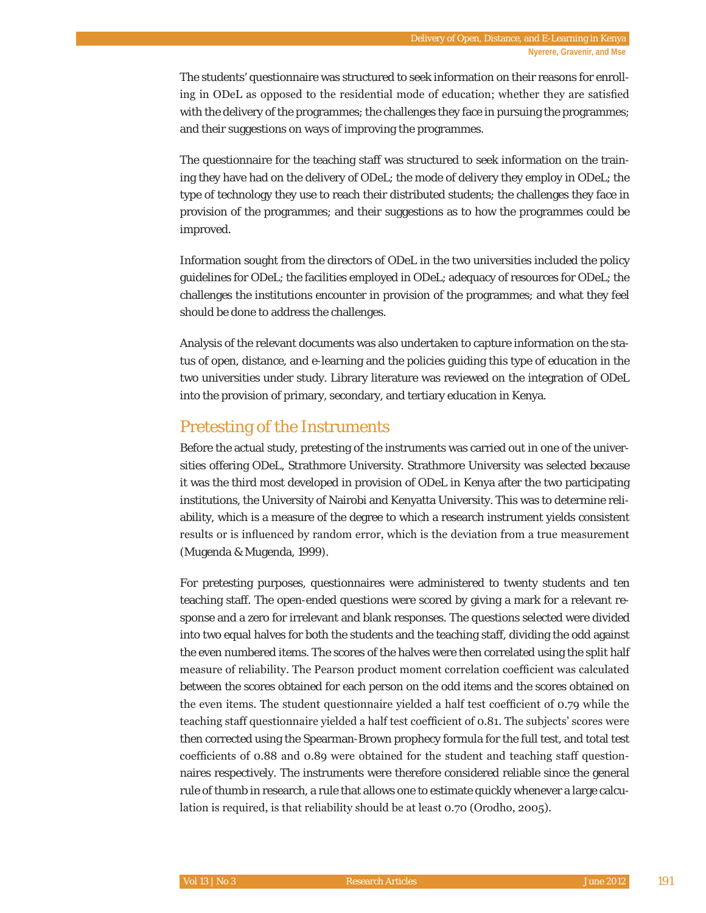The students' questionnaire was structured to seek information on their reasons for enrolling in ODeL as opposed to the residential mode of education; whether they are satisfied with the delivery of the programmes; the challenges they face in pursuing the programmes; and their suggestions on ways of improving the programmes.

The questionnaire for the teaching staff was structured to seek information on the training they have had on the delivery of ODeL; the mode of delivery they employ in ODeL; the type of technology they use to reach their distributed students; the challenges they face in provision of the programmes; and their suggestions as to how the programmes could be improved.

Information sought from the directors of ODeL in the two universities included the policy guidelines for ODeL; the facilities employed in ODeL; adequacy of resources for ODeL; the challenges the institutions encounter in provision of the programmes; and what they feel should be done to address the challenges.

Analysis of the relevant documents was also undertaken to capture information on the status of open, distance, and e-learning and the policies guiding this type of education in the two universities under study. Library literature was reviewed on the integration of ODeL into the provision of primary, secondary, and tertiary education in Kenya.

## Pretesting of the Instruments

Before the actual study, pretesting of the instruments was carried out in one of the universities offering ODeL, Strathmore University. Strathmore University was selected because it was the third most developed in provision of ODeL in Kenya after the two participating institutions, the University of Nairobi and Kenyatta University. This was to determine reliability, which is a measure of the degree to which a research instrument yields consistent results or is influenced by random error, which is the deviation from a true measurement (Mugenda & Mugenda, 1999).

For pretesting purposes, questionnaires were administered to twenty students and ten teaching staff. The open-ended questions were scored by giving a mark for a relevant response and a zero for irrelevant and blank responses. The questions selected were divided into two equal halves for both the students and the teaching staff, dividing the odd against the even numbered items. The scores of the halves were then correlated using the split half measure of reliability. The Pearson product moment correlation coefficient was calculated between the scores obtained for each person on the odd items and the scores obtained on the even items. The student questionnaire yielded a half test coefficient of 0.79 while the teaching staff questionnaire yielded a half test coefficient of 0.81. The subjects' scores were then corrected using the Spearman-Brown prophecy formula for the full test, and total test coefficients of 0.88 and 0.89 were obtained for the student and teaching staff questionnaires respectively. The instruments were therefore considered reliable since the general rule of thumb in research, a rule that allows one to estimate quickly whenever a large calculation is required, is that reliability should be at least 0.70 (Orodho, 2005).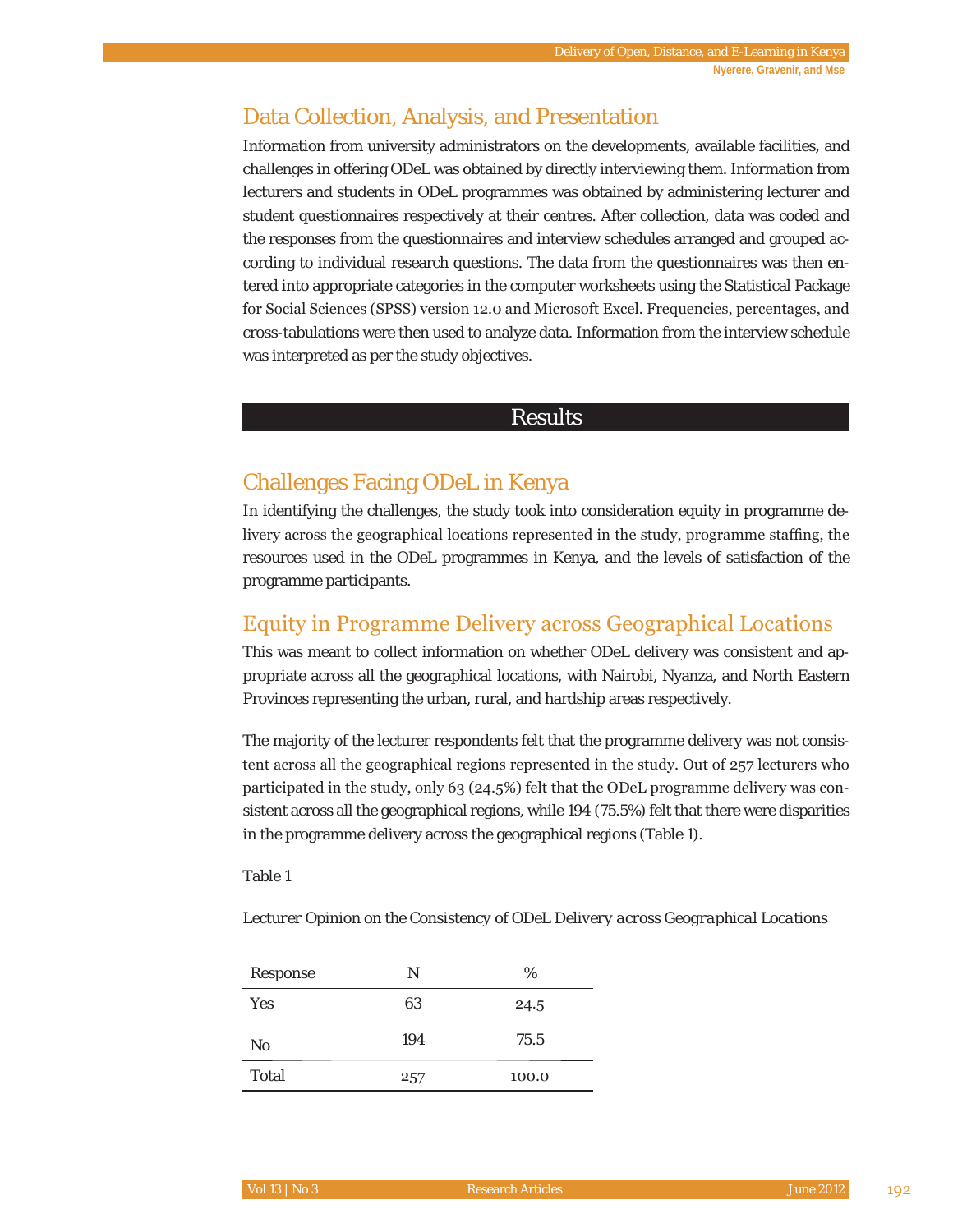## Data Collection, Analysis, and Presentation

Information from university administrators on the developments, available facilities, and challenges in offering ODeL was obtained by directly interviewing them. Information from lecturers and students in ODeL programmes was obtained by administering lecturer and student questionnaires respectively at their centres. After collection, data was coded and the responses from the questionnaires and interview schedules arranged and grouped according to individual research questions. The data from the questionnaires was then entered into appropriate categories in the computer worksheets using the Statistical Package for Social Sciences (SPSS) version 12.0 and Microsoft Excel. Frequencies, percentages, and cross-tabulations were then used to analyze data. Information from the interview schedule was interpreted as per the study objectives.

# Results

## Challenges Facing ODeL in Kenya

In identifying the challenges, the study took into consideration equity in programme delivery across the geographical locations represented in the study, programme staffing, the resources used in the ODeL programmes in Kenya, and the levels of satisfaction of the programme participants.

## Equity in Programme Delivery across Geographical Locations

This was meant to collect information on whether ODeL delivery was consistent and appropriate across all the geographical locations, with Nairobi, Nyanza, and North Eastern Provinces representing the urban, rural, and hardship areas respectively.

The majority of the lecturer respondents felt that the programme delivery was not consistent across all the geographical regions represented in the study. Out of 257 lecturers who participated in the study, only 63 (24.5%) felt that the ODeL programme delivery was consistent across all the geographical regions, while 194 (75.5%) felt that there were disparities in the programme delivery across the geographical regions (Table 1).

Table 1

*Lecturer Opinion on the Consistency of ODeL Delivery across Geographical Locations*

| Response | N | % |
|---|---|---|
| Yes | 63 | 24.5 |
| No | 194 | 75.5 |
| Total | 257 | 100.0 |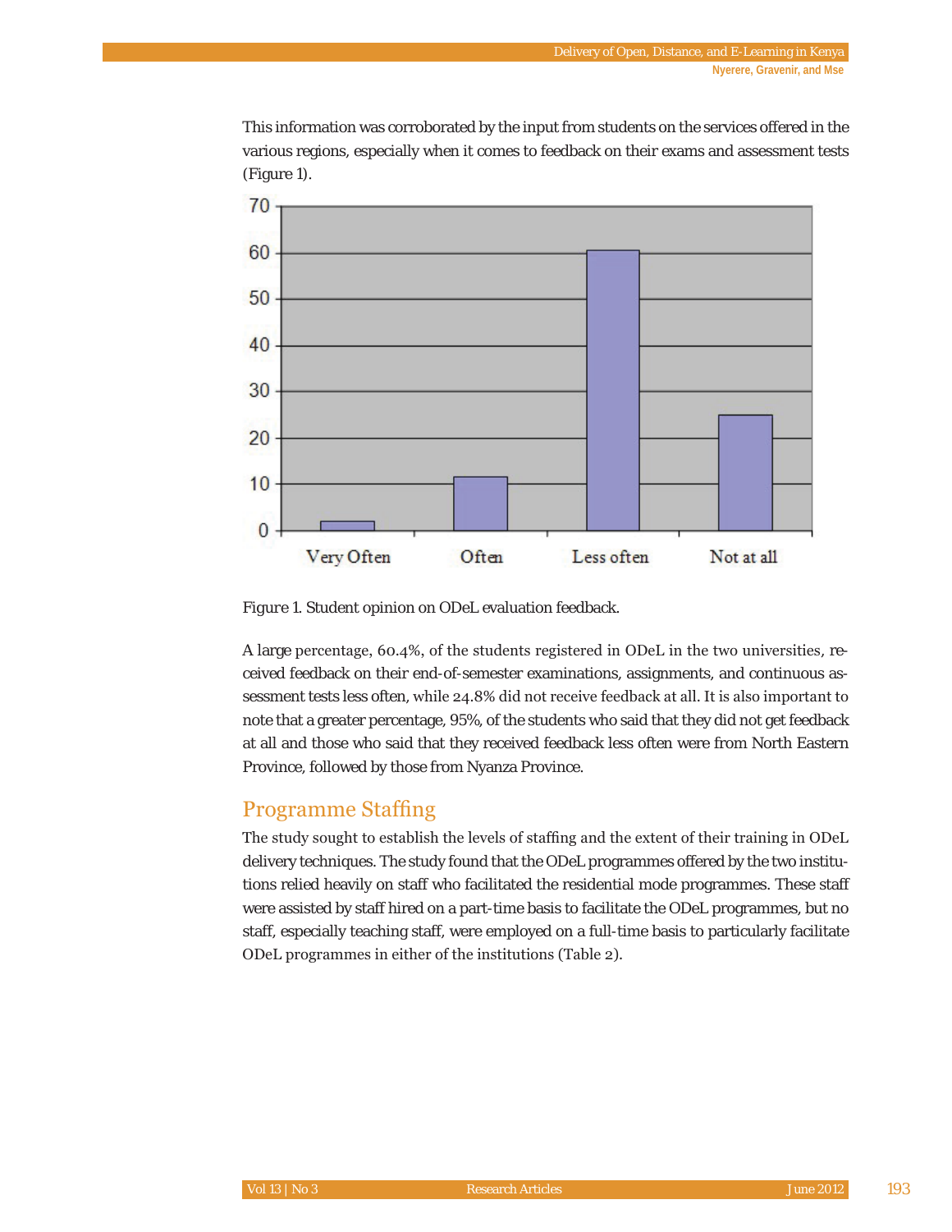This information was corroborated by the input from students on the services offered in the various regions, especially when it comes to feedback on their exams and assessment tests (Figure 1).

Figure 1. Student opinion on ODeL evaluation feedback.

A large percentage, 60.4%, of the students registered in ODeL in the two universities, received feedback on their end-of-semester examinations, assignments, and continuous assessment tests less often, while 24.8% did not receive feedback at all. It is also important to note that a greater percentage, 95%, of the students who said that they did not get feedback at all and those who said that they received feedback less often were from North Eastern Province, followed by those from Nyanza Province.

## Programme Staffing

The study sought to establish the levels of staffing and the extent of their training in ODeL delivery techniques. The study found that the ODeL programmes offered by the two institutions relied heavily on staff who facilitated the residential mode programmes. These staff were assisted by staff hired on a part-time basis to facilitate the ODeL programmes, but no staff, especially teaching staff, were employed on a full-time basis to particularly facilitate ODeL programmes in either of the institutions (Table 2).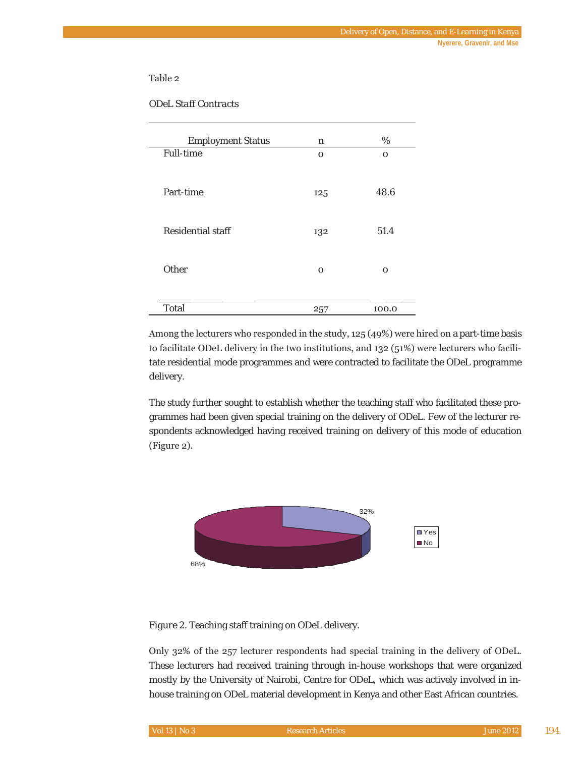Table 2

*ODeL Staff Contracts*

| Employment Status | n | % |
|---|---|---|
| Full-time | 0 | 0 |
| Part-time | 125 | 48.6 |
| Residential staff | 132 | 51.4 |
| Other | 0 | 0 |
| Total | 257 | 100.0 |

Among the lecturers who responded in the study, 125 (49%) were hired on a part-time basis to facilitate ODeL delivery in the two institutions, and 132 (51%) were lecturers who facilitate residential mode programmes and were contracted to facilitate the ODeL programme delivery.

The study further sought to establish whether the teaching staff who facilitated these programmes had been given special training on the delivery of ODeL. Few of the lecturer respondents acknowledged having received training on delivery of this mode of education (Figure 2).

*Figure 2.* Teaching staff training on ODeL delivery.

Only 32% of the 257 lecturer respondents had special training in the delivery of ODeL. These lecturers had received training through in-house workshops that were organized mostly by the University of Nairobi, Centre for ODeL, which was actively involved in in-house training on ODeL material development in Kenya and other East African countries.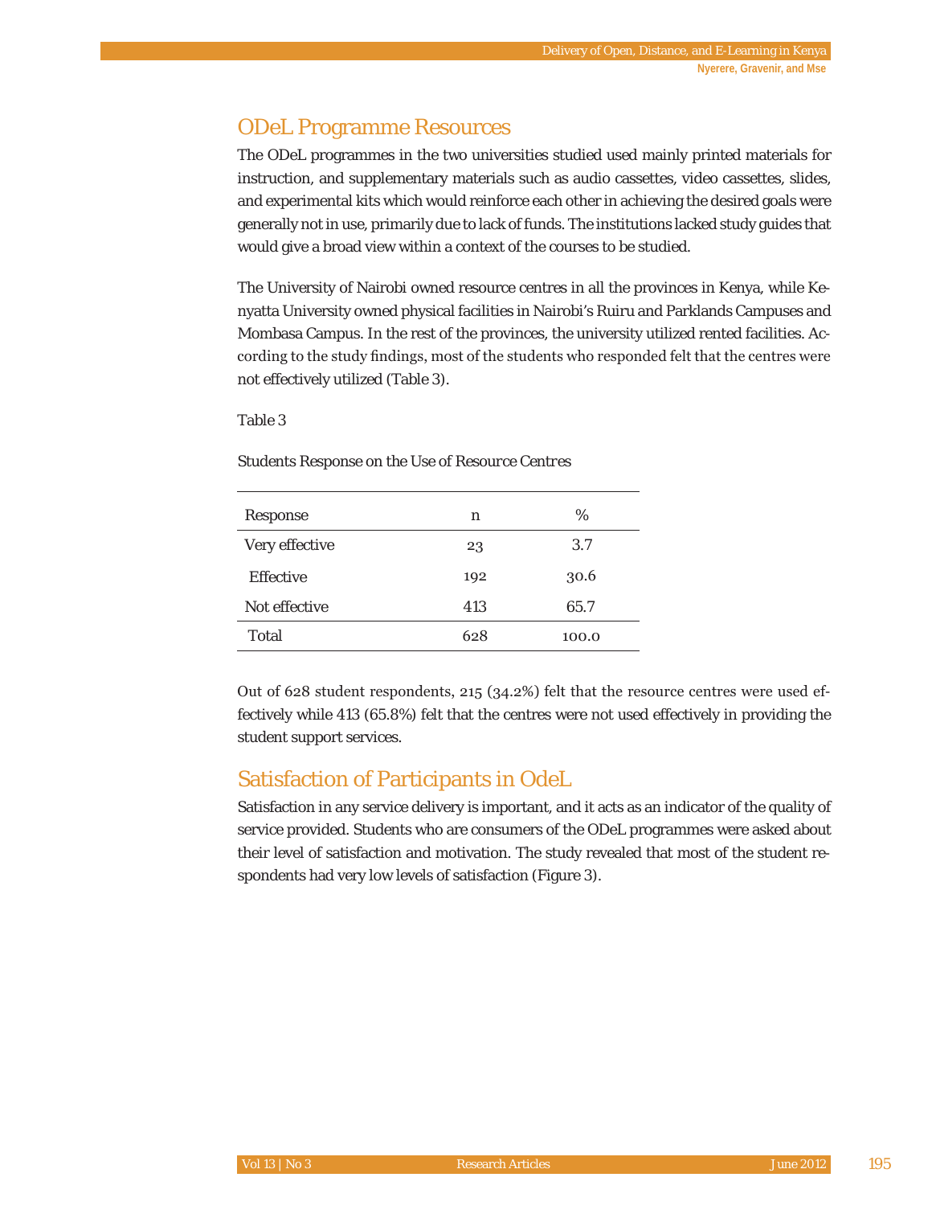## ODeL Programme Resources

The ODeL programmes in the two universities studied used mainly printed materials for instruction, and supplementary materials such as audio cassettes, video cassettes, slides, and experimental kits which would reinforce each other in achieving the desired goals were generally not in use, primarily due to lack of funds. The institutions lacked study guides that would give a broad view within a context of the courses to be studied.

The University of Nairobi owned resource centres in all the provinces in Kenya, while Kenyatta University owned physical facilities in Nairobi's Ruiru and Parklands Campuses and Mombasa Campus. In the rest of the provinces, the university utilized rented facilities. According to the study findings, most of the students who responded felt that the centres were not effectively utilized (Table 3).

Table 3

Students Response on the Use of Resource Centres

| Response | n | % |
|---|---|---|
| Very effective | 23 | 3.7 |
| Effective | 192 | 30.6 |
| Not effective | 413 | 65.7 |
| Total | 628 | 100.0 |

Out of 628 student respondents, 215 (34.2%) felt that the resource centres were used effectively while 413 (65.8%) felt that the centres were not used effectively in providing the student support services.

## Satisfaction of Participants in OdeL

Satisfaction in any service delivery is important, and it acts as an indicator of the quality of service provided. Students who are consumers of the ODeL programmes were asked about their level of satisfaction and motivation. The study revealed that most of the student respondents had very low levels of satisfaction (Figure 3).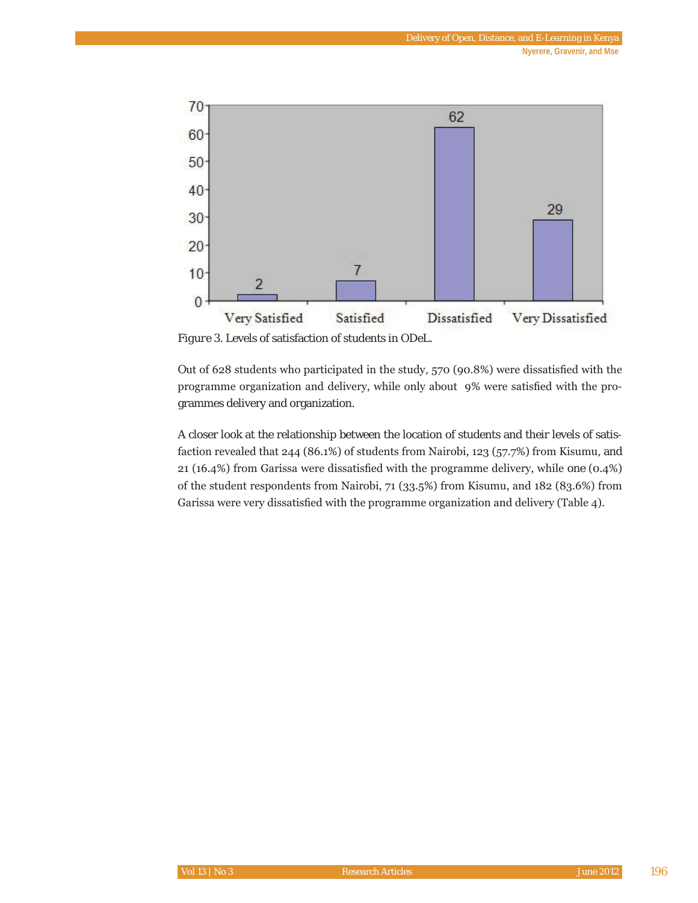Figure 3. Levels of satisfaction of students in ODeL.

Out of 628 students who participated in the study, 570 (90.8%) were dissatisfied with the programme organization and delivery, while only about 9% were satisfied with the programmes delivery and organization.

A closer look at the relationship between the location of students and their levels of satisfaction revealed that 244 (86.1%) of students from Nairobi, 123 (57.7%) from Kisumu, and 21 (16.4%) from Garissa were dissatisfied with the programme delivery, while one (0.4%) of the student respondents from Nairobi, 71 (33.5%) from Kisumu, and 182 (83.6%) from Garissa were very dissatisfied with the programme organization and delivery (Table 4).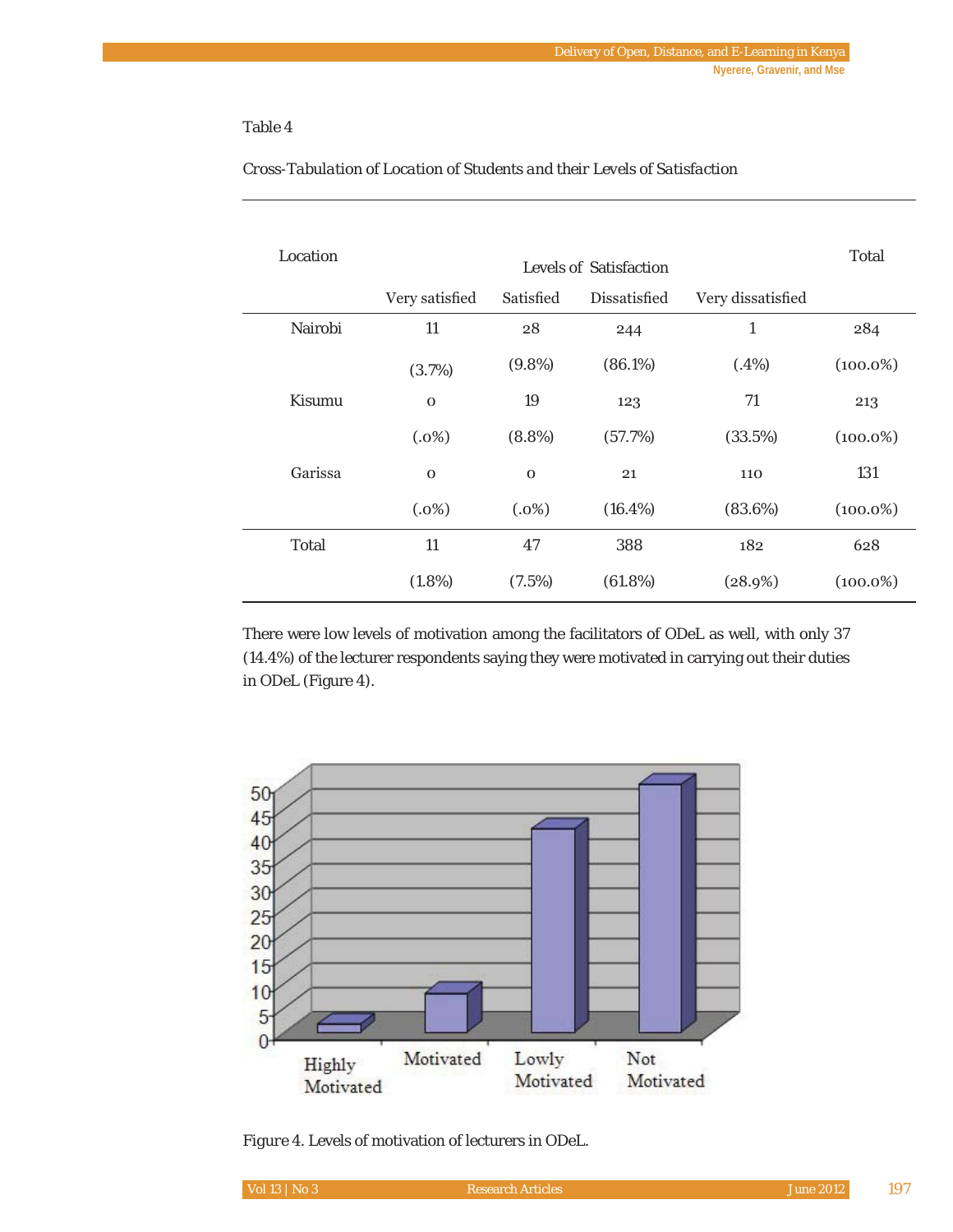Table 4

*Cross-Tabulation of Location of Students and their Levels of Satisfaction*

| Location | Levels of Satisfaction | | | | Total |
|---|---|---|---|---|---|
| | Very satisfied | Satisfied | Dissatisfied | Very dissatisfied | |
| Nairobi | 11 | 28 | 244 | 1 | 284 |
| | (3.7%) | (9.8%) | (86.1%) | (.4%) | (100.0%) |
| Kisumu | 0 | 19 | 123 | 71 | 213 |
| | (.0%) | (8.8%) | (57.7%) | (33.5%) | (100.0%) |
| Garissa | 0 | 0 | 21 | 110 | 131 |
| | (.0%) | (.0%) | (16.4%) | (83.6%) | (100.0%) |
| Total | 11 | 47 | 388 | 182 | 628 |
| | (1.8%) | (7.5%) | (61.8%) | (28.9%) | (100.0%) |

There were low levels of motivation among the facilitators of ODeL as well, with only 37 (14.4%) of the lecturer respondents saying they were motivated in carrying out their duties in ODeL (Figure 4).

*Figure 4.* Levels of motivation of lecturers in ODeL.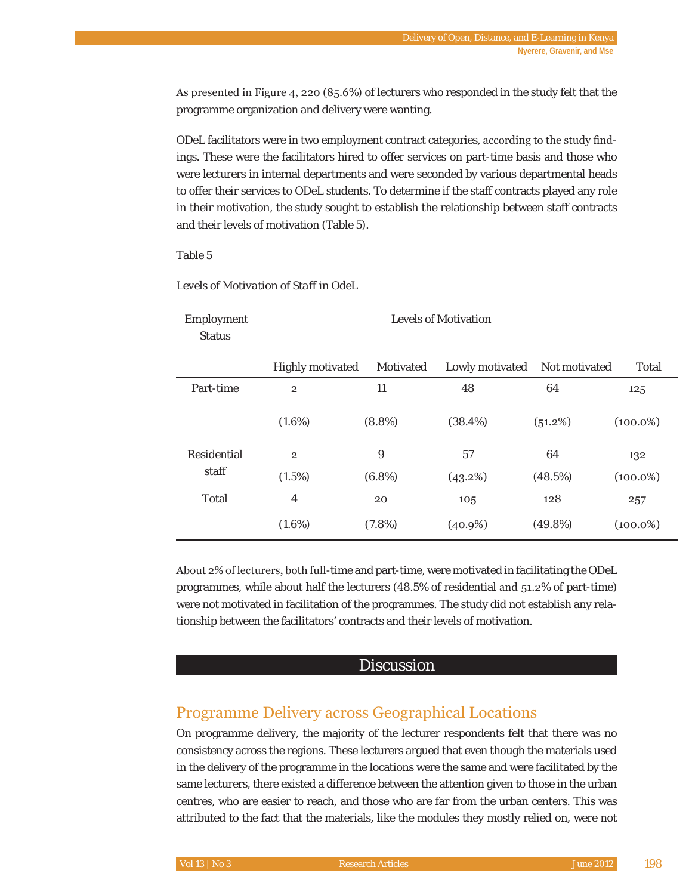As presented in Figure 4, 220 (85.6%) of lecturers who responded in the study felt that the programme organization and delivery were wanting.

ODeL facilitators were in two employment contract categories, according to the study findings. These were the facilitators hired to offer services on part-time basis and those who were lecturers in internal departments and were seconded by various departmental heads to offer their services to ODeL students. To determine if the staff contracts played any role in their motivation, the study sought to establish the relationship between staff contracts and their levels of motivation (Table 5).

Table 5

*Levels of Motivation of Staff in OdeL*

| Employment Status | Levels of Motivation | | | | |
|---|---|---|---|---|---|
| | Highly motivated | Motivated | Lowly motivated | Not motivated | Total |
| Part-time | 2 | 11 | 48 | 64 | 125 |
| | (1.6%) | (8.8%) | (38.4%) | (51.2%) | (100.0%) |
| Residential staff | 2 | 9 | 57 | 64 | 132 |
| | (1.5%) | (6.8%) | (43.2%) | (48.5%) | (100.0%) |
| Total | 4 | 20 | 105 | 128 | 257 |
| | (1.6%) | (7.8%) | (40.9%) | (49.8%) | (100.0%) |

About 2% of lecturers, both full-time and part-time, were motivated in facilitating the ODeL programmes, while about half the lecturers (48.5% of residential and 51.2% of part-time) were not motivated in facilitation of the programmes. The study did not establish any relationship between the facilitators' contracts and their levels of motivation.

# Discussion

## Programme Delivery across Geographical Locations

On programme delivery, the majority of the lecturer respondents felt that there was no consistency across the regions. These lecturers argued that even though the materials used in the delivery of the programme in the locations were the same and were facilitated by the same lecturers, there existed a difference between the attention given to those in the urban centres, who are easier to reach, and those who are far from the urban centers. This was attributed to the fact that the materials, like the modules they mostly relied on, were not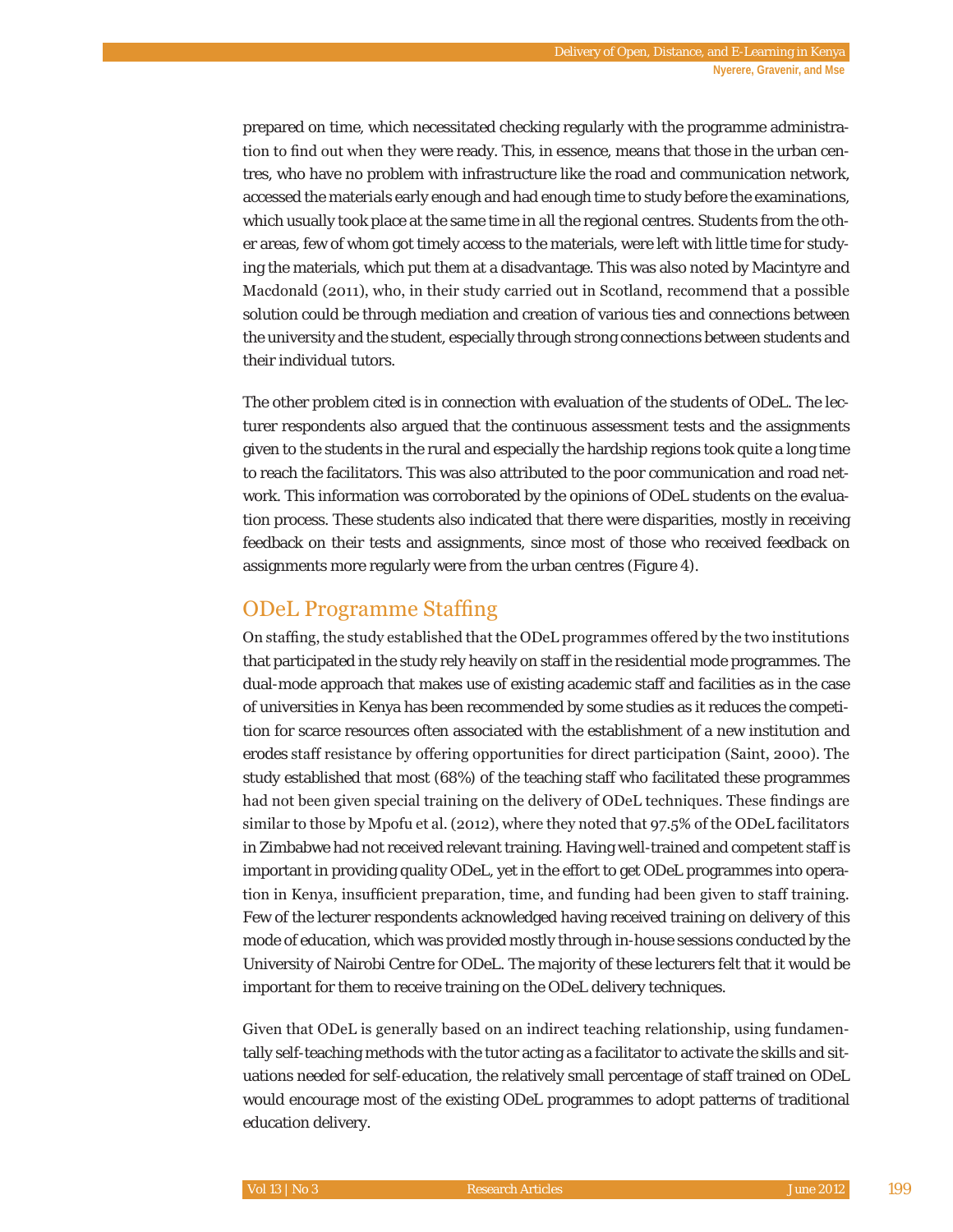prepared on time, which necessitated checking regularly with the programme administration to find out when they were ready. This, in essence, means that those in the urban centres, who have no problem with infrastructure like the road and communication network, accessed the materials early enough and had enough time to study before the examinations, which usually took place at the same time in all the regional centres. Students from the other areas, few of whom got timely access to the materials, were left with little time for studying the materials, which put them at a disadvantage. This was also noted by Macintyre and Macdonald (2011), who, in their study carried out in Scotland, recommend that a possible solution could be through mediation and creation of various ties and connections between the university and the student, especially through strong connections between students and their individual tutors.

The other problem cited is in connection with evaluation of the students of ODeL. The lecturer respondents also argued that the continuous assessment tests and the assignments given to the students in the rural and especially the hardship regions took quite a long time to reach the facilitators. This was also attributed to the poor communication and road network. This information was corroborated by the opinions of ODeL students on the evaluation process. These students also indicated that there were disparities, mostly in receiving feedback on their tests and assignments, since most of those who received feedback on assignments more regularly were from the urban centres (Figure 4).

## ODeL Programme Staffing

On staffing, the study established that the ODeL programmes offered by the two institutions that participated in the study rely heavily on staff in the residential mode programmes. The dual-mode approach that makes use of existing academic staff and facilities as in the case of universities in Kenya has been recommended by some studies as it reduces the competition for scarce resources often associated with the establishment of a new institution and erodes staff resistance by offering opportunities for direct participation (Saint, 2000). The study established that most (68%) of the teaching staff who facilitated these programmes had not been given special training on the delivery of ODeL techniques. These findings are similar to those by Mpofu et al. (2012), where they noted that 97.5% of the ODeL facilitators in Zimbabwe had not received relevant training. Having well-trained and competent staff is important in providing quality ODeL, yet in the effort to get ODeL programmes into operation in Kenya, insufficient preparation, time, and funding had been given to staff training. Few of the lecturer respondents acknowledged having received training on delivery of this mode of education, which was provided mostly through in-house sessions conducted by the University of Nairobi Centre for ODeL. The majority of these lecturers felt that it would be important for them to receive training on the ODeL delivery techniques.

Given that ODeL is generally based on an indirect teaching relationship, using fundamentally self-teaching methods with the tutor acting as a facilitator to activate the skills and situations needed for self-education, the relatively small percentage of staff trained on ODeL would encourage most of the existing ODeL programmes to adopt patterns of traditional education delivery.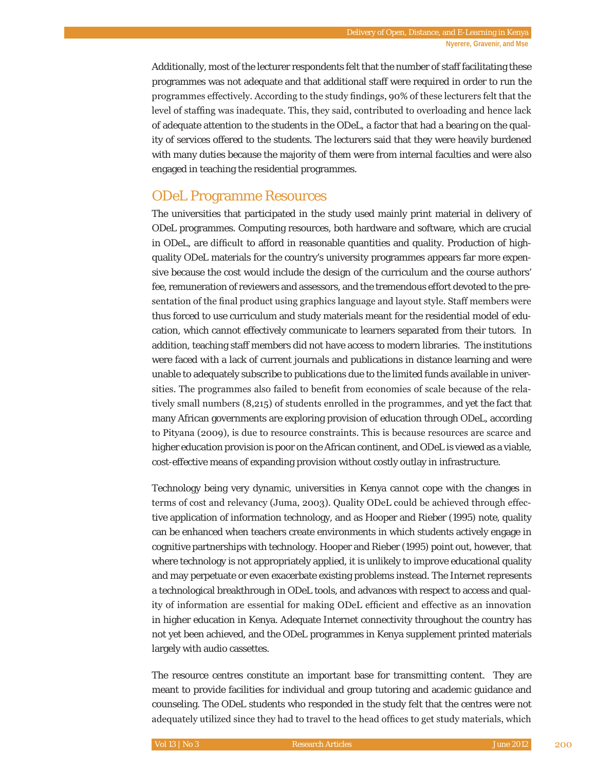Additionally, most of the lecturer respondents felt that the number of staff facilitating these programmes was not adequate and that additional staff were required in order to run the programmes effectively. According to the study findings, 90% of these lecturers felt that the level of staffing was inadequate. This, they said, contributed to overloading and hence lack of adequate attention to the students in the ODeL, a factor that had a bearing on the quality of services offered to the students. The lecturers said that they were heavily burdened with many duties because the majority of them were from internal faculties and were also engaged in teaching the residential programmes.

## ODeL Programme Resources

The universities that participated in the study used mainly print material in delivery of ODeL programmes. Computing resources, both hardware and software, which are crucial in ODeL, are difficult to afford in reasonable quantities and quality. Production of high-quality ODeL materials for the country's university programmes appears far more expensive because the cost would include the design of the curriculum and the course authors' fee, remuneration of reviewers and assessors, and the tremendous effort devoted to the presentation of the final product using graphics language and layout style. Staff members were thus forced to use curriculum and study materials meant for the residential model of education, which cannot effectively communicate to learners separated from their tutors. In addition, teaching staff members did not have access to modern libraries. The institutions were faced with a lack of current journals and publications in distance learning and were unable to adequately subscribe to publications due to the limited funds available in universities. The programmes also failed to benefit from economies of scale because of the relatively small numbers (8,215) of students enrolled in the programmes, and yet the fact that many African governments are exploring provision of education through ODeL, according to Pityana (2009), is due to resource constraints. This is because resources are scarce and higher education provision is poor on the African continent, and ODeL is viewed as a viable, cost-effective means of expanding provision without costly outlay in infrastructure.

Technology being very dynamic, universities in Kenya cannot cope with the changes in terms of cost and relevancy (Juma, 2003). Quality ODeL could be achieved through effective application of information technology, and as Hooper and Rieber (1995) note, quality can be enhanced when teachers create environments in which students actively engage in cognitive partnerships with technology. Hooper and Rieber (1995) point out, however, that where technology is not appropriately applied, it is unlikely to improve educational quality and may perpetuate or even exacerbate existing problems instead. The Internet represents a technological breakthrough in ODeL tools, and advances with respect to access and quality of information are essential for making ODeL efficient and effective as an innovation in higher education in Kenya. Adequate Internet connectivity throughout the country has not yet been achieved, and the ODeL programmes in Kenya supplement printed materials largely with audio cassettes.

The resource centres constitute an important base for transmitting content. They are meant to provide facilities for individual and group tutoring and academic guidance and counseling. The ODeL students who responded in the study felt that the centres were not adequately utilized since they had to travel to the head offices to get study materials, which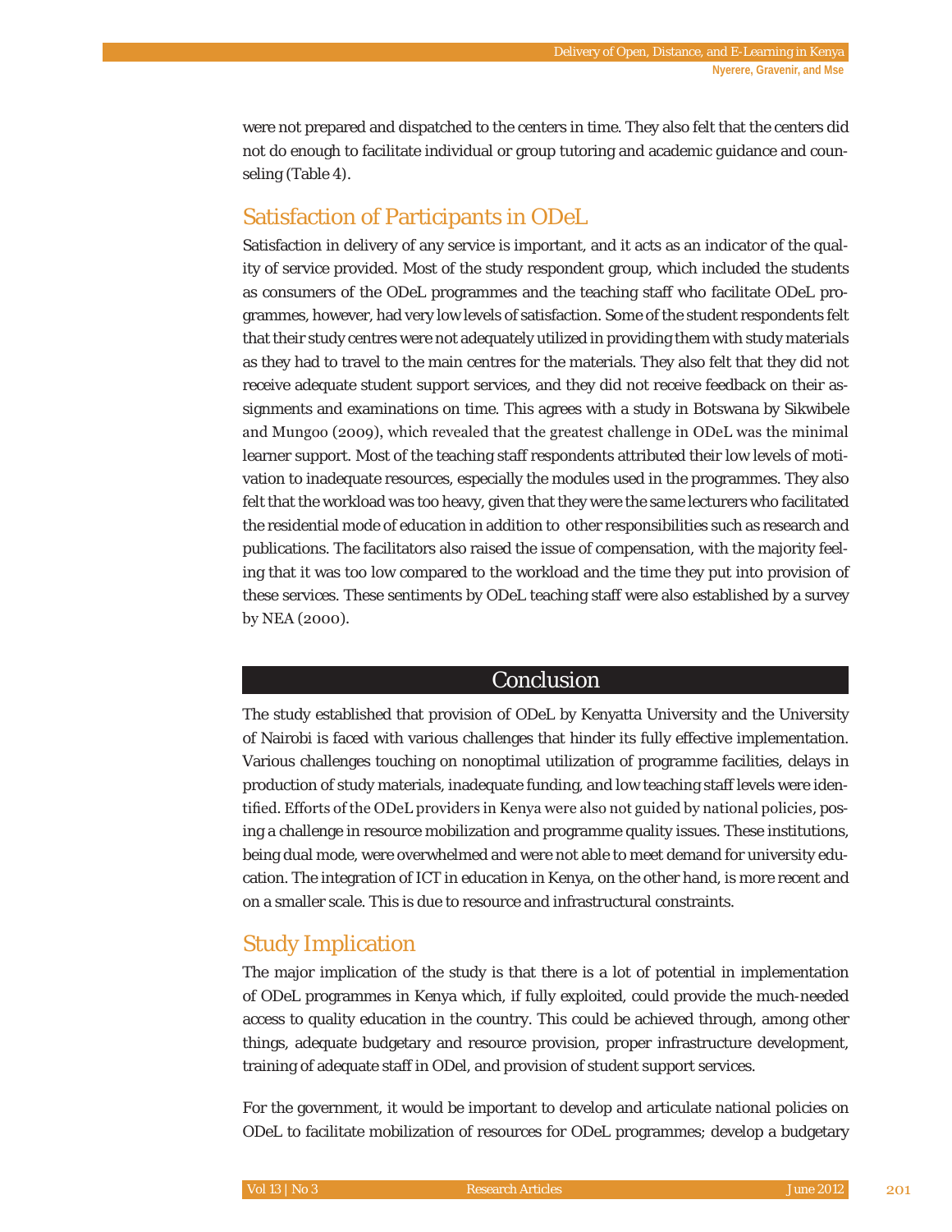were not prepared and dispatched to the centers in time. They also felt that the centers did not do enough to facilitate individual or group tutoring and academic guidance and counseling (Table 4).

## Satisfaction of Participants in ODeL

Satisfaction in delivery of any service is important, and it acts as an indicator of the quality of service provided. Most of the study respondent group, which included the students as consumers of the ODeL programmes and the teaching staff who facilitate ODeL programmes, however, had very low levels of satisfaction. Some of the student respondents felt that their study centres were not adequately utilized in providing them with study materials as they had to travel to the main centres for the materials. They also felt that they did not receive adequate student support services, and they did not receive feedback on their assignments and examinations on time. This agrees with a study in Botswana by Sikwibele and Mungoo (2009), which revealed that the greatest challenge in ODeL was the minimal learner support. Most of the teaching staff respondents attributed their low levels of motivation to inadequate resources, especially the modules used in the programmes. They also felt that the workload was too heavy, given that they were the same lecturers who facilitated the residential mode of education in addition to other responsibilities such as research and publications. The facilitators also raised the issue of compensation, with the majority feeling that it was too low compared to the workload and the time they put into provision of these services. These sentiments by ODeL teaching staff were also established by a survey by NEA (2000).

# Conclusion

The study established that provision of ODeL by Kenyatta University and the University of Nairobi is faced with various challenges that hinder its fully effective implementation. Various challenges touching on nonoptimal utilization of programme facilities, delays in production of study materials, inadequate funding, and low teaching staff levels were identified. Efforts of the ODeL providers in Kenya were also not guided by national policies, posing a challenge in resource mobilization and programme quality issues. These institutions, being dual mode, were overwhelmed and were not able to meet demand for university education. The integration of ICT in education in Kenya, on the other hand, is more recent and on a smaller scale. This is due to resource and infrastructural constraints.

## Study Implication

The major implication of the study is that there is a lot of potential in implementation of ODeL programmes in Kenya which, if fully exploited, could provide the much-needed access to quality education in the country. This could be achieved through, among other things, adequate budgetary and resource provision, proper infrastructure development, training of adequate staff in ODel, and provision of student support services.

For the government, it would be important to develop and articulate national policies on ODeL to facilitate mobilization of resources for ODeL programmes; develop a budgetary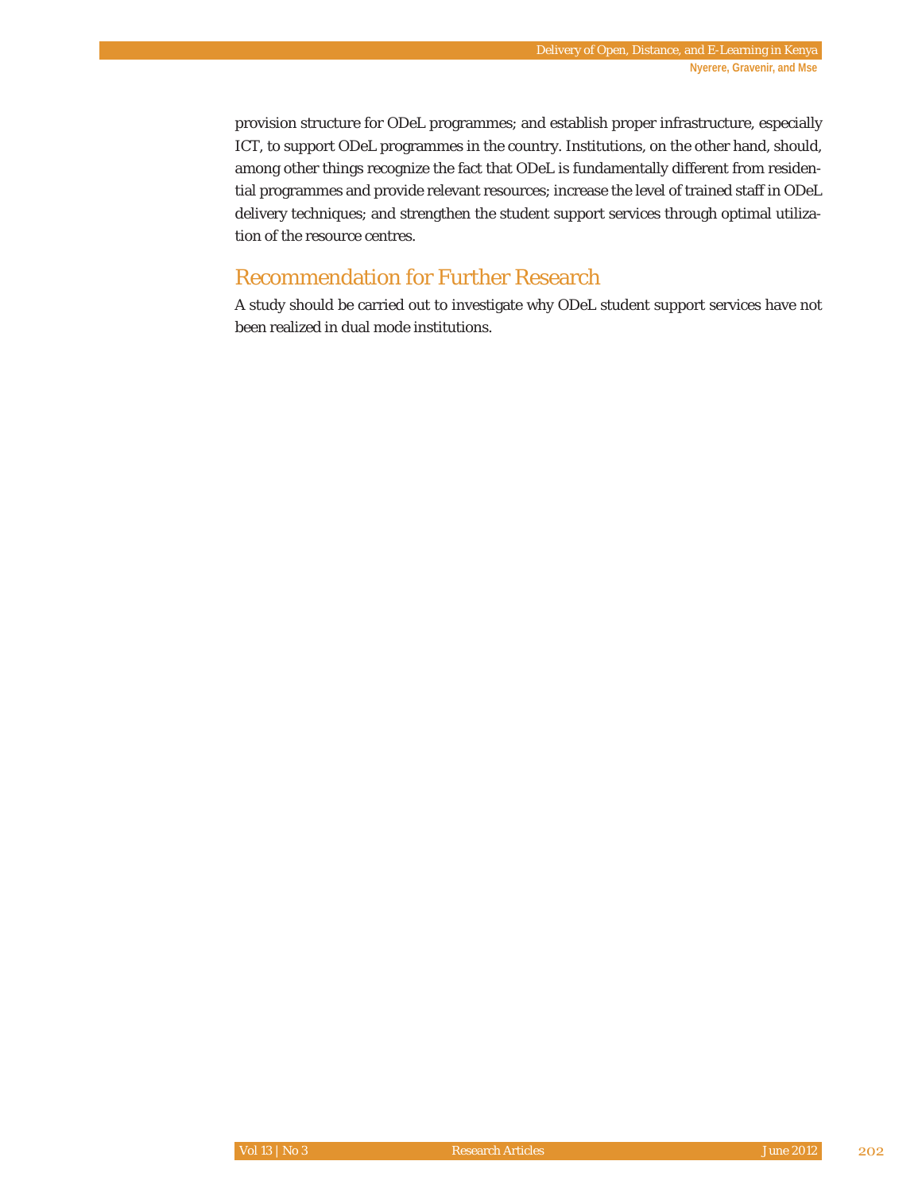provision structure for ODeL programmes; and establish proper infrastructure, especially ICT, to support ODeL programmes in the country. Institutions, on the other hand, should, among other things recognize the fact that ODeL is fundamentally different from residential programmes and provide relevant resources; increase the level of trained staff in ODeL delivery techniques; and strengthen the student support services through optimal utilization of the resource centres.

## Recommendation for Further Research

A study should be carried out to investigate why ODeL student support services have not been realized in dual mode institutions.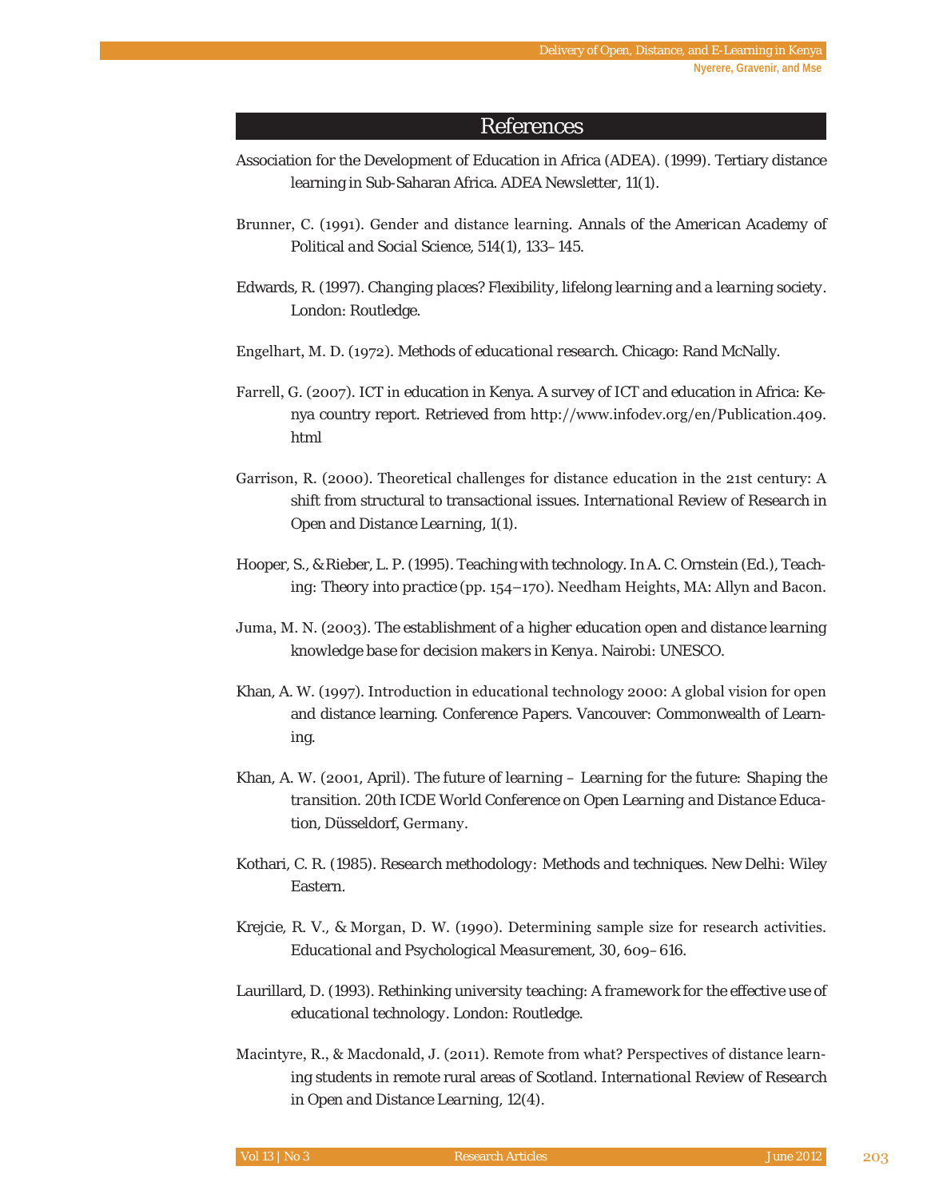## References

Association for the Development of Education in Africa (ADEA). (1999). Tertiary distance learning in Sub-Saharan Africa. *ADEA Newsletter, 11*(1).

Brunner, C. (1991). Gender and distance learning. *Annals of the American Academy of Political and Social Science, 514*(1), 133–145.

Edwards, R. (1997). *Changing places? Flexibility, lifelong learning and a learning society*. London: Routledge.

Engelhart, M. D. (1972). *Methods of educational research*. Chicago: Rand McNally.

Farrell, G. (2007). ICT in education in Kenya. A survey of ICT and education in Africa: Kenya country report. Retrieved from http://www.infodev.org/en/Publication.409.html

Garrison, R. (2000). Theoretical challenges for distance education in the 21st century: A shift from structural to transactional issues. *International Review of Research in Open and Distance Learning, 1*(1).

Hooper, S., & Rieber, L. P. (1995). Teaching with technology. In A. C. Ornstein (Ed.), *Teaching: Theory into practice* (pp. 154–170). Needham Heights, MA: Allyn and Bacon.

Juma, M. N. (2003). *The establishment of a higher education open and distance learning knowledge base for decision makers in Kenya*. Nairobi: UNESCO.

Khan, A. W. (1997). Introduction in educational technology 2000: A global vision for open and distance learning. *Conference Papers*. Vancouver: Commonwealth of Learning.

Khan, A. W. (2001, April). *The future of learning – Learning for the future: Shaping the transition*. 20th ICDE World Conference on Open Learning and Distance Education, Düsseldorf, Germany.

Kothari, C. R. (1985). *Research methodology: Methods and techniques*. New Delhi: Wiley Eastern.

Krejcie, R. V., & Morgan, D. W. (1990). Determining sample size for research activities. *Educational and Psychological Measurement, 30*, 609–616.

Laurillard, D. (1993). *Rethinking university teaching: A framework for the effective use of educational technology*. London: Routledge.

Macintyre, R., & Macdonald, J. (2011). Remote from what? Perspectives of distance learning students in remote rural areas of Scotland. *International Review of Research in Open and Distance Learning, 12*(4).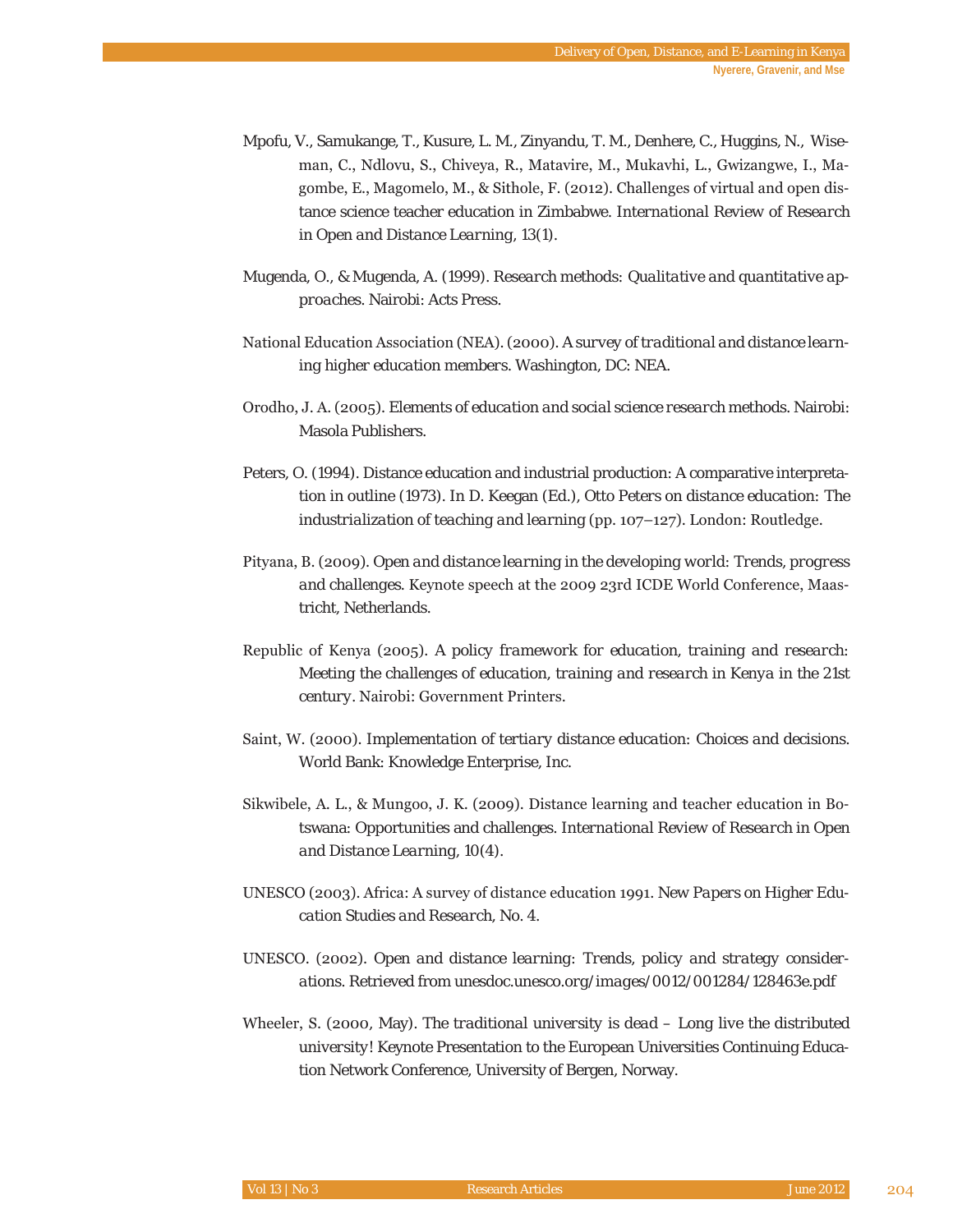Mpofu, V., Samukange, T., Kusure, L. M., Zinyandu, T. M., Denhere, C., Huggins, N., Wiseman, C., Ndlovu, S., Chiveya, R., Matavire, M., Mukavhi, L., Gwizangwe, I., Magombe, E., Magomelo, M., & Sithole, F. (2012). Challenges of virtual and open distance science teacher education in Zimbabwe. *International Review of Research in Open and Distance Learning, 13*(1).

Mugenda, O., & Mugenda, A. (1999). *Research methods: Qualitative and quantitative approaches.* Nairobi: Acts Press.

National Education Association (NEA). (2000). *A survey of traditional and distance learning higher education members.* Washington, DC: NEA.

Orodho, J. A. (2005). *Elements of education and social science research methods.* Nairobi: Masola Publishers.

Peters, O. (1994). Distance education and industrial production: A comparative interpretation in outline (1973). In D. Keegan (Ed.), *Otto Peters on distance education: The industrialization of teaching and learning* (pp. 107–127). London: Routledge.

Pityana, B. (2009). *Open and distance learning in the developing world: Trends, progress and challenges.* Keynote speech at the 2009 23rd ICDE World Conference, Maastricht, Netherlands.

Republic of Kenya (2005). *A policy framework for education, training and research: Meeting the challenges of education, training and research in Kenya in the 21st century.* Nairobi: Government Printers.

Saint, W. (2000). *Implementation of tertiary distance education: Choices and decisions.* World Bank: Knowledge Enterprise, Inc.

Sikwibele, A. L., & Mungoo, J. K. (2009). Distance learning and teacher education in Botswana: Opportunities and challenges. *International Review of Research in Open and Distance Learning, 10*(4).

UNESCO (2003). Africa: A survey of distance education 1991. *New Papers on Higher Education Studies and Research,* No. 4.

UNESCO. (2002). *Open and distance learning: Trends, policy and strategy considerations.* Retrieved from unesdoc.unesco.org/images/0012/001284/128463e.pdf

Wheeler, S. (2000, May). *The traditional university is dead – Long live the distributed university!* Keynote Presentation to the European Universities Continuing Education Network Conference, University of Bergen, Norway.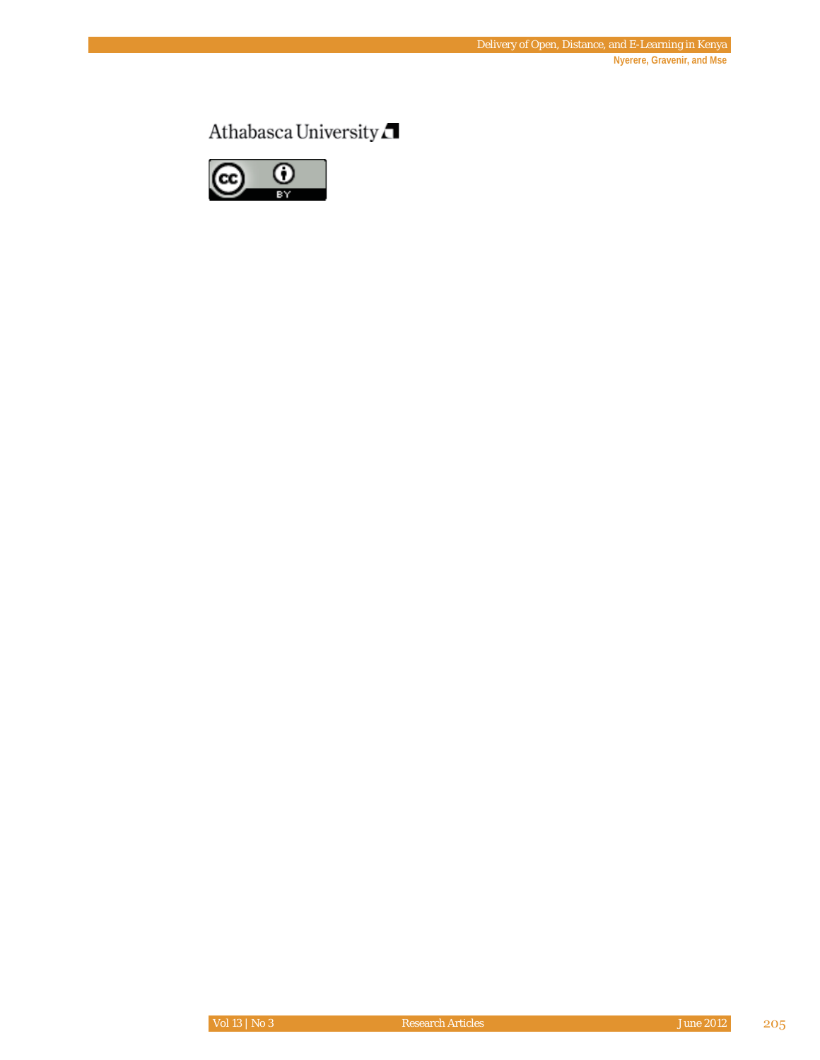Athabasca University